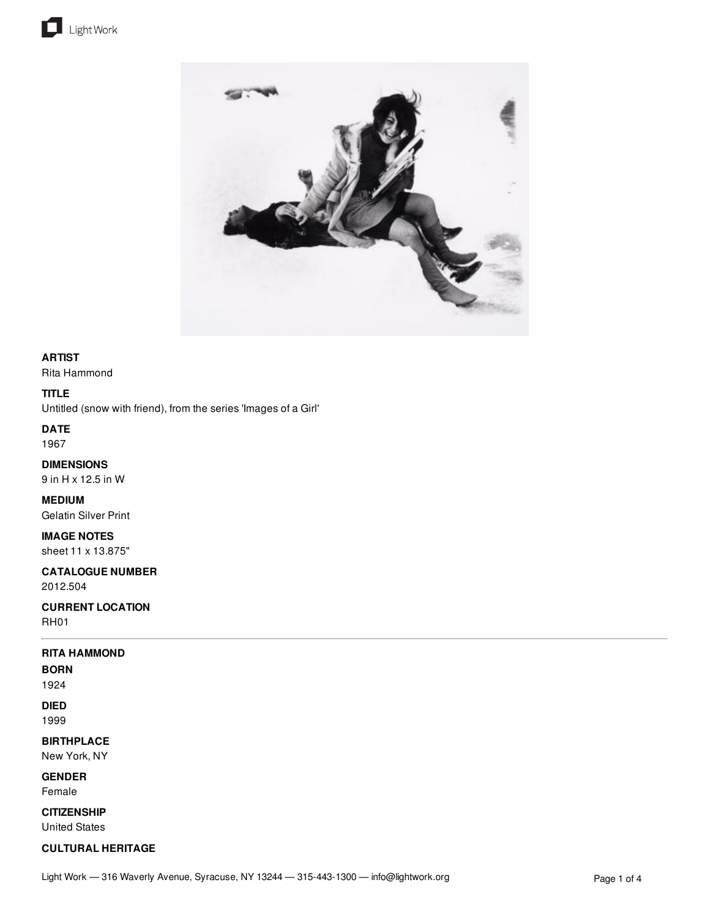**ARTIST**

Rita Hammond

**TITLE**

Untitled (snow with friend), from the series 'Images of a Girl'

**DATE**

1967

**DIMENSIONS**

9 in H x 12.5 in W

**MEDIUM**

Gelatin Silver Print

**IMAGE NOTES**

sheet 11 x 13.875"

**CATALOGUE NUMBER**

2012.504

**CURRENT LOCATION**

RH01

---

**RITA HAMMOND**

**BORN**

1924

**DIED**

1999

**BIRTHPLACE**

New York, NY

**GENDER**

Female

**CITIZENSHIP**

United States

**CULTURAL HERITAGE**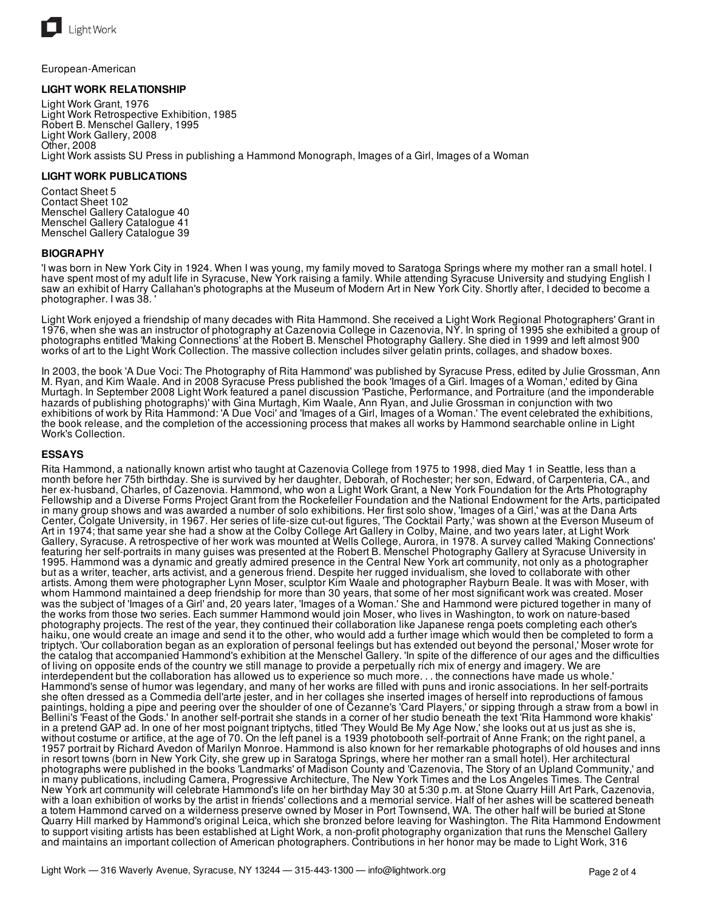European-American

**LIGHT WORK RELATIONSHIP**

Light Work Grant, 1976
Light Work Retrospective Exhibition, 1985
Robert B. Menschel Gallery, 1995
Light Work Gallery, 2008
Other, 2008
Light Work assists SU Press in publishing a Hammond Monograph, Images of a Girl, Images of a Woman

**LIGHT WORK PUBLICATIONS**

Contact Sheet 5
Contact Sheet 102
Menschel Gallery Catalogue 40
Menschel Gallery Catalogue 41
Menschel Gallery Catalogue 39

**BIOGRAPHY**

'I was born in New York City in 1924. When I was young, my family moved to Saratoga Springs where my mother ran a small hotel. I have spent most of my adult life in Syracuse, New York raising a family. While attending Syracuse University and studying English I saw an exhibit of Harry Callahan's photographs at the Museum of Modern Art in New York City. Shortly after, I decided to become a photographer. I was 38. '

Light Work enjoyed a friendship of many decades with Rita Hammond. She received a Light Work Regional Photographers' Grant in 1976, when she was an instructor of photography at Cazenovia College in Cazenovia, NY. In spring of 1995 she exhibited a group of photographs entitled 'Making Connections' at the Robert B. Menschel Photography Gallery. She died in 1999 and left almost 900 works of art to the Light Work Collection. The massive collection includes silver gelatin prints, collages, and shadow boxes.

In 2003, the book 'A Due Voci: The Photography of Rita Hammond' was published by Syracuse Press, edited by Julie Grossman, Ann M. Ryan, and Kim Waale. And in 2008 Syracuse Press published the book 'Images of a Girl. Images of a Woman,' edited by Gina Murtagh. In September 2008 Light Work featured a panel discussion 'Pastiche, Performance, and Portraiture (and the imponderable hazards of publishing photographs)' with Gina Murtagh, Kim Waale, Ann Ryan, and Julie Grossman in conjunction with two exhibitions of work by Rita Hammond: 'A Due Voci' and 'Images of a Girl, Images of a Woman.' The event celebrated the exhibitions, the book release, and the completion of the accessioning process that makes all works by Hammond searchable online in Light Work's Collection.

**ESSAYS**

Rita Hammond, a nationally known artist who taught at Cazenovia College from 1975 to 1998, died May 1 in Seattle, less than a month before her 75th birthday. She is survived by her daughter, Deborah, of Rochester; her son, Edward, of Carpenteria, CA., and her ex-husband, Charles, of Cazenovia. Hammond, who won a Light Work Grant, a New York Foundation for the Arts Photography Fellowship and a Diverse Forms Project Grant from the Rockefeller Foundation and the National Endowment for the Arts, participated in many group shows and was awarded a number of solo exhibitions. Her first solo show, 'Images of a Girl,' was at the Dana Arts Center, Colgate University, in 1967. Her series of life-size cut-out figures, 'The Cocktail Party,' was shown at the Everson Museum of Art in 1974; that same year she had a show at the Colby College Art Gallery in Colby, Maine, and two years later, at Light Work Gallery, Syracuse. A retrospective of her work was mounted at Wells College, Aurora, in 1978. A survey called 'Making Connections' featuring her self-portraits in many guises was presented at the Robert B. Menschel Photography Gallery at Syracuse University in 1995. Hammond was a dynamic and greatly admired presence in the Central New York art community, not only as a photographer but as a writer, teacher, arts activist, and a generous friend. Despite her rugged invidualism, she loved to collaborate with other artists. Among them were photographer Lynn Moser, sculptor Kim Waale and photographer Rayburn Beale. It was with Moser, with whom Hammond maintained a deep friendship for more than 30 years, that some of her most significant work was created. Moser was the subject of 'Images of a Girl' and, 20 years later, 'Images of a Woman.' She and Hammond were pictured together in many of the works from those two series. Each summer Hammond would join Moser, who lives in Washington, to work on nature-based photography projects. The rest of the year, they continued their collaboration like Japanese renga poets completing each other's haiku, one would create an image and send it to the other, who would add a further image which would then be completed to form a triptych. 'Our collaboration began as an exploration of personal feelings but has extended out beyond the personal,' Moser wrote for the catalog that accompanied Hammond's exhibition at the Menschel Gallery. 'In spite of the difference of our ages and the difficulties of living on opposite ends of the country we still manage to provide a perpetually rich mix of energy and imagery. We are interdependent but the collaboration has allowed us to experience so much more. . . the connections have made us whole.' Hammond's sense of humor was legendary, and many of her works are filled with puns and ironic associations. In her self-portraits she often dressed as a Commedia dell'arte jester, and in her collages she inserted images of herself into reproductions of famous paintings, holding a pipe and peering over the shoulder of one of Cezanne's 'Card Players,' or sipping through a straw from a bowl in Bellini's 'Feast of the Gods.' In another self-portrait she stands in a corner of her studio beneath the text 'Rita Hammond wore khakis' in a pretend GAP ad. In one of her most poignant triptychs, titled 'They Would Be My Age Now,' she looks out at us just as she is, without costume or artifice, at the age of 70. On the left panel is a 1939 photobooth self-portrait of Anne Frank; on the right panel, a 1957 portrait by Richard Avedon of Marilyn Monroe. Hammond is also known for her remarkable photographs of old houses and inns in resort towns (born in New York City, she grew up in Saratoga Springs, where her mother ran a small hotel). Her architectural photographs were published in the books 'Landmarks' of Madison County and 'Cazenovia, The Story of an Upland Community,' and in many publications, including Camera, Progressive Architecture, The New York Times and the Los Angeles Times. The Central New York art community will celebrate Hammond's life on her birthday May 30 at 5:30 p.m. at Stone Quarry Hill Art Park, Cazenovia, with a loan exhibition of works by the artist in friends' collections and a memorial service. Half of her ashes will be scattered beneath a totem Hammond carved on a wilderness preserve owned by Moser in Port Townsend, WA. The other half will be buried at Stone Quarry Hill marked by Hammond's original Leica, which she bronzed before leaving for Washington. The Rita Hammond Endowment to support visiting artists has been established at Light Work, a non-profit photography organization that runs the Menschel Gallery and maintains an important collection of American photographers. Contributions in her honor may be made to Light Work, 316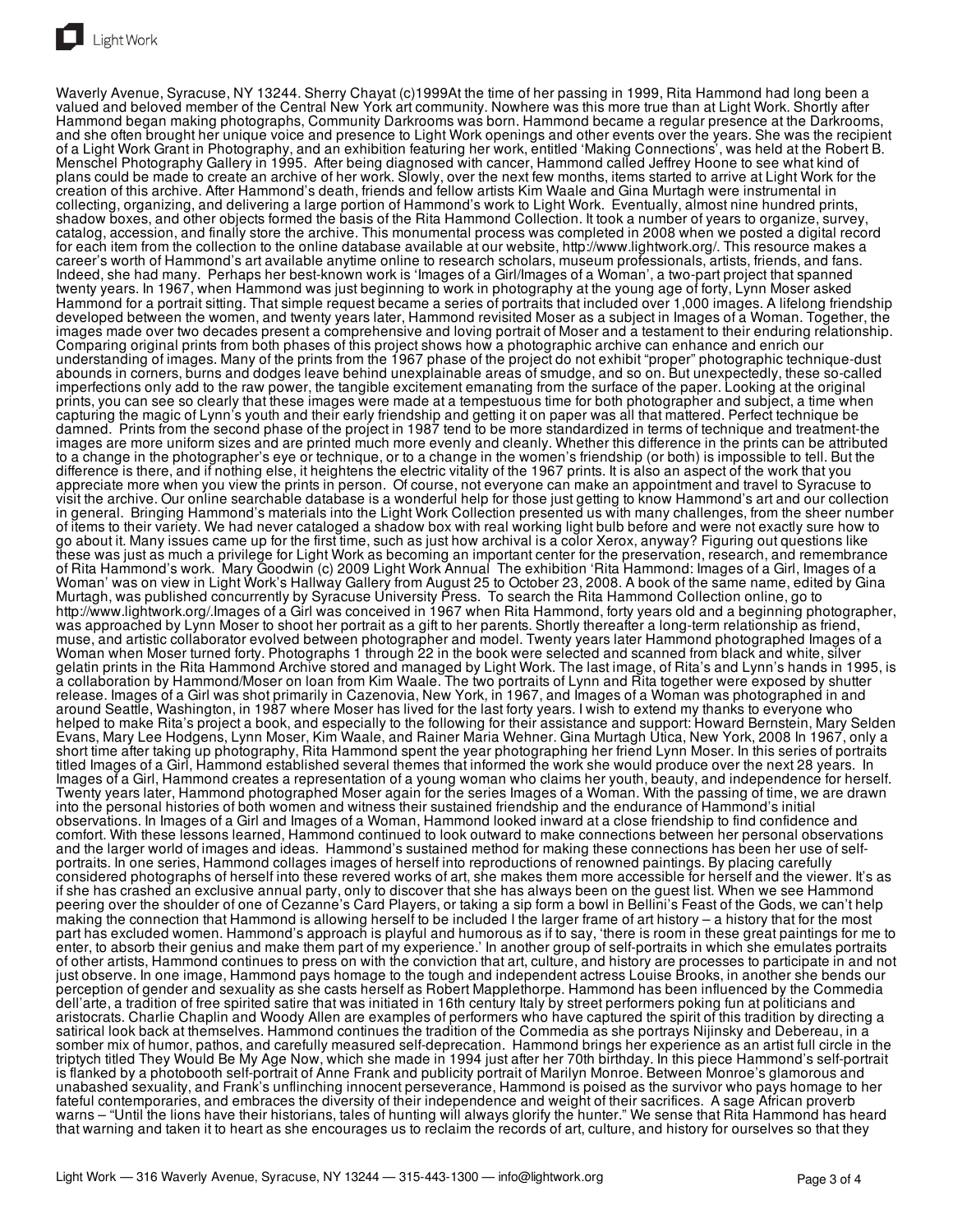Waverly Avenue, Syracuse, NY 13244. Sherry Chayat (c)1999At the time of her passing in 1999, Rita Hammond had long been a valued and beloved member of the Central New York art community. Nowhere was this more true than at Light Work. Shortly after Hammond began making photographs, Community Darkrooms was born. Hammond became a regular presence at the Darkrooms, and she often brought her unique voice and presence to Light Work openings and other events over the years. She was the recipient of a Light Work Grant in Photography, and an exhibition featuring her work, entitled 'Making Connections', was held at the Robert B. Menschel Photography Gallery in 1995. After being diagnosed with cancer, Hammond called Jeffrey Hoone to see what kind of plans could be made to create an archive of her work. Slowly, over the next few months, items started to arrive at Light Work for the creation of this archive. After Hammond's death, friends and fellow artists Kim Waale and Gina Murtagh were instrumental in collecting, organizing, and delivering a large portion of Hammond's work to Light Work. Eventually, almost nine hundred prints, shadow boxes, and other objects formed the basis of the Rita Hammond Collection. It took a number of years to organize, survey, catalog, accession, and finally store the archive. This monumental process was completed in 2008 when we posted a digital record for each item from the collection to the online database available at our website, http://www.lightwork.org/. This resource makes a career's worth of Hammond's art available anytime online to research scholars, museum professionals, artists, friends, and fans. Indeed, she had many. Perhaps her best-known work is 'Images of a Girl/Images of a Woman', a two-part project that spanned twenty years. In 1967, when Hammond was just beginning to work in photography at the young age of forty, Lynn Moser asked Hammond for a portrait sitting. That simple request became a series of portraits that included over 1,000 images. A lifelong friendship developed between the women, and twenty years later, Hammond revisited Moser as a subject in Images of a Woman. Together, the images made over two decades present a comprehensive and loving portrait of Moser and a testament to their enduring relationship. Comparing original prints from both phases of this project shows how a photographic archive can enhance and enrich our understanding of images. Many of the prints from the 1967 phase of the project do not exhibit "proper" photographic technique-dust abounds in corners, burns and dodges leave behind unexplainable areas of smudge, and so on. But unexpectedly, these so-called imperfections only add to the raw power, the tangible excitement emanating from the surface of the paper. Looking at the original prints, you can see so clearly that these images were made at a tempestuous time for both photographer and subject, a time when capturing the magic of Lynn's youth and their early friendship and getting it on paper was all that mattered. Perfect technique be damned. Prints from the second phase of the project in 1987 tend to be more standardized in terms of technique and treatment-the images are more uniform sizes and are printed much more evenly and cleanly. Whether this difference in the prints can be attributed to a change in the photographer's eye or technique, or to a change in the women's friendship (or both) is impossible to tell. But the difference is there, and if nothing else, it heightens the electric vitality of the 1967 prints. It is also an aspect of the work that you appreciate more when you view the prints in person. Of course, not everyone can make an appointment and travel to Syracuse to visit the archive. Our online searchable database is a wonderful help for those just getting to know Hammond's art and our collection in general. Bringing Hammond's materials into the Light Work Collection presented us with many challenges, from the sheer number of items to their variety. We had never cataloged a shadow box with real working light bulb before and were not exactly sure how to go about it. Many issues came up for the first time, such as just how archival is a color Xerox, anyway? Figuring out questions like these was just as much a privilege for Light Work as becoming an important center for the preservation, research, and remembrance of Rita Hammond's work. Mary Goodwin (c) 2009 Light Work Annual The exhibition 'Rita Hammond: Images of a Girl, Images of a Woman' was on view in Light Work's Hallway Gallery from August 25 to October 23, 2008. A book of the same name, edited by Gina Murtagh, was published concurrently by Syracuse University Press. To search the Rita Hammond Collection online, go to http://www.lightwork.org/.Images of a Girl was conceived in 1967 when Rita Hammond, forty years old and a beginning photographer, was approached by Lynn Moser to shoot her portrait as a gift to her parents. Shortly thereafter a long-term relationship as friend, muse, and artistic collaborator evolved between photographer and model. Twenty years later Hammond photographed Images of a Woman when Moser turned forty. Photographs 1 through 22 in the book were selected and scanned from black and white, silver gelatin prints in the Rita Hammond Archive stored and managed by Light Work. The last image, of Rita's and Lynn's hands in 1995, is a collaboration by Hammond/Moser on loan from Kim Waale. The two portraits of Lynn and Rita together were exposed by shutter release. Images of a Girl was shot primarily in Cazenovia, New York, in 1967, and Images of a Woman was photographed in and around Seattle, Washington, in 1987 where Moser has lived for the last forty years. I wish to extend my thanks to everyone who helped to make Rita's project a book, and especially to the following for their assistance and support: Howard Bernstein, Mary Selden Evans, Mary Lee Hodgens, Lynn Moser, Kim Waale, and Rainer Maria Wehner. Gina Murtagh Utica, New York, 2008 In 1967, only a short time after taking up photography, Rita Hammond spent the year photographing her friend Lynn Moser. In this series of portraits titled Images of a Girl, Hammond established several themes that informed the work she would produce over the next 28 years. In Images of a Girl, Hammond creates a representation of a young woman who claims her youth, beauty, and independence for herself. Twenty years later, Hammond photographed Moser again for the series Images of a Woman. With the passing of time, we are drawn into the personal histories of both women and witness their sustained friendship and the endurance of Hammond's initial observations. In Images of a Girl and Images of a Woman, Hammond looked inward at a close friendship to find confidence and comfort. With these lessons learned, Hammond continued to look outward to make connections between her personal observations and the larger world of images and ideas. Hammond's sustained method for making these connections has been her use of self-portraits. In one series, Hammond collages images of herself into reproductions of renowned paintings. By placing carefully considered photographs of herself into these revered works of art, she makes them more accessible for herself and the viewer. It's as if she has crashed an exclusive annual party, only to discover that she has always been on the guest list. When we see Hammond peering over the shoulder of one of Cezanne's Card Players, or taking a sip form a bowl in Bellini's Feast of the Gods, we can't help making the connection that Hammond is allowing herself to be included I the larger frame of art history – a history that for the most part has excluded women. Hammond's approach is playful and humorous as if to say, 'there is room in these great paintings for me to enter, to absorb their genius and make them part of my experience.' In another group of self-portraits in which she emulates portraits of other artists, Hammond continues to press on with the conviction that art, culture, and history are processes to participate in and not just observe. In one image, Hammond pays homage to the tough and independent actress Louise Brooks, in another she bends our perception of gender and sexuality as she casts herself as Robert Mapplethorpe. Hammond has been influenced by the Commedia dell'arte, a tradition of free spirited satire that was initiated in 16th century Italy by street performers poking fun at politicians and aristocrats. Charlie Chaplin and Woody Allen are examples of performers who have captured the spirit of this tradition by directing a satirical look back at themselves. Hammond continues the tradition of the Commedia as she portrays Nijinsky and Debereau, in a somber mix of humor, pathos, and carefully measured self-deprecation. Hammond brings her experience as an artist full circle in the triptych titled They Would Be My Age Now, which she made in 1994 just after her 70th birthday. In this piece Hammond's self-portrait is flanked by a photobooth self-portrait of Anne Frank and publicity portrait of Marilyn Monroe. Between Monroe's glamorous and unabashed sexuality, and Frank's unflinching innocent perseverance, Hammond is poised as the survivor who pays homage to her fateful contemporaries, and embraces the diversity of their independence and weight of their sacrifices. A sage African proverb warns – "Until the lions have their historians, tales of hunting will always glorify the hunter." We sense that Rita Hammond has heard that warning and taken it to heart as she encourages us to reclaim the records of art, culture, and history for ourselves so that they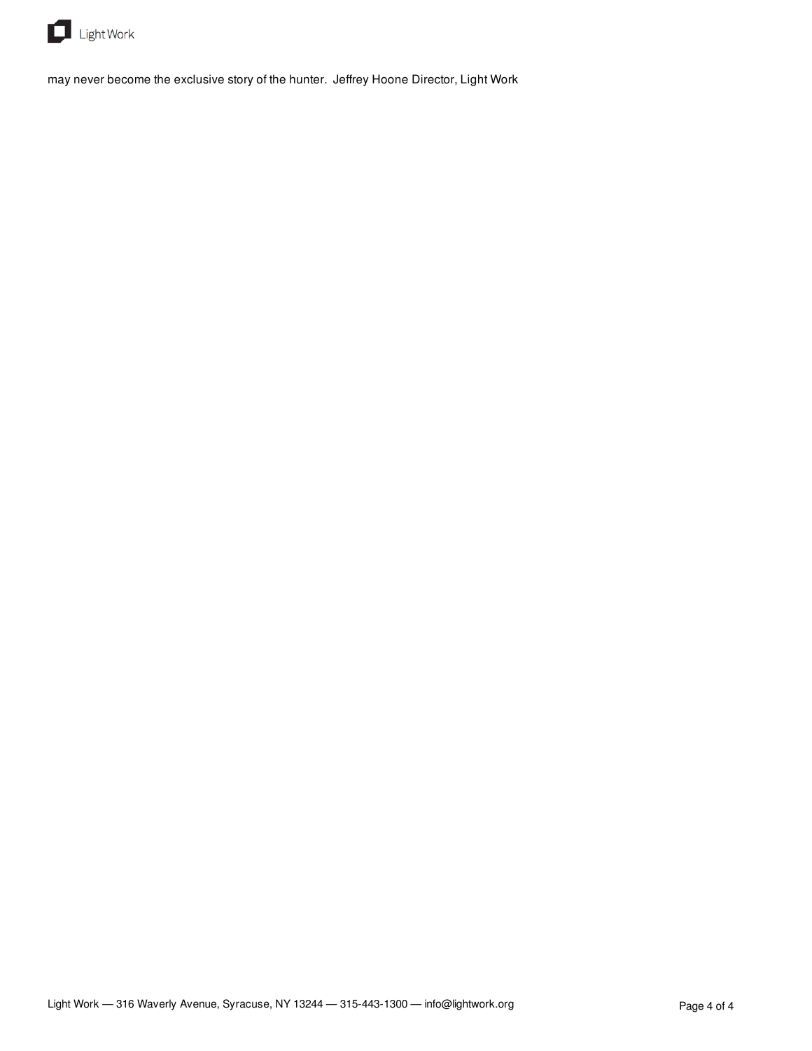may never become the exclusive story of the hunter. Jeffrey Hoone Director, Light Work